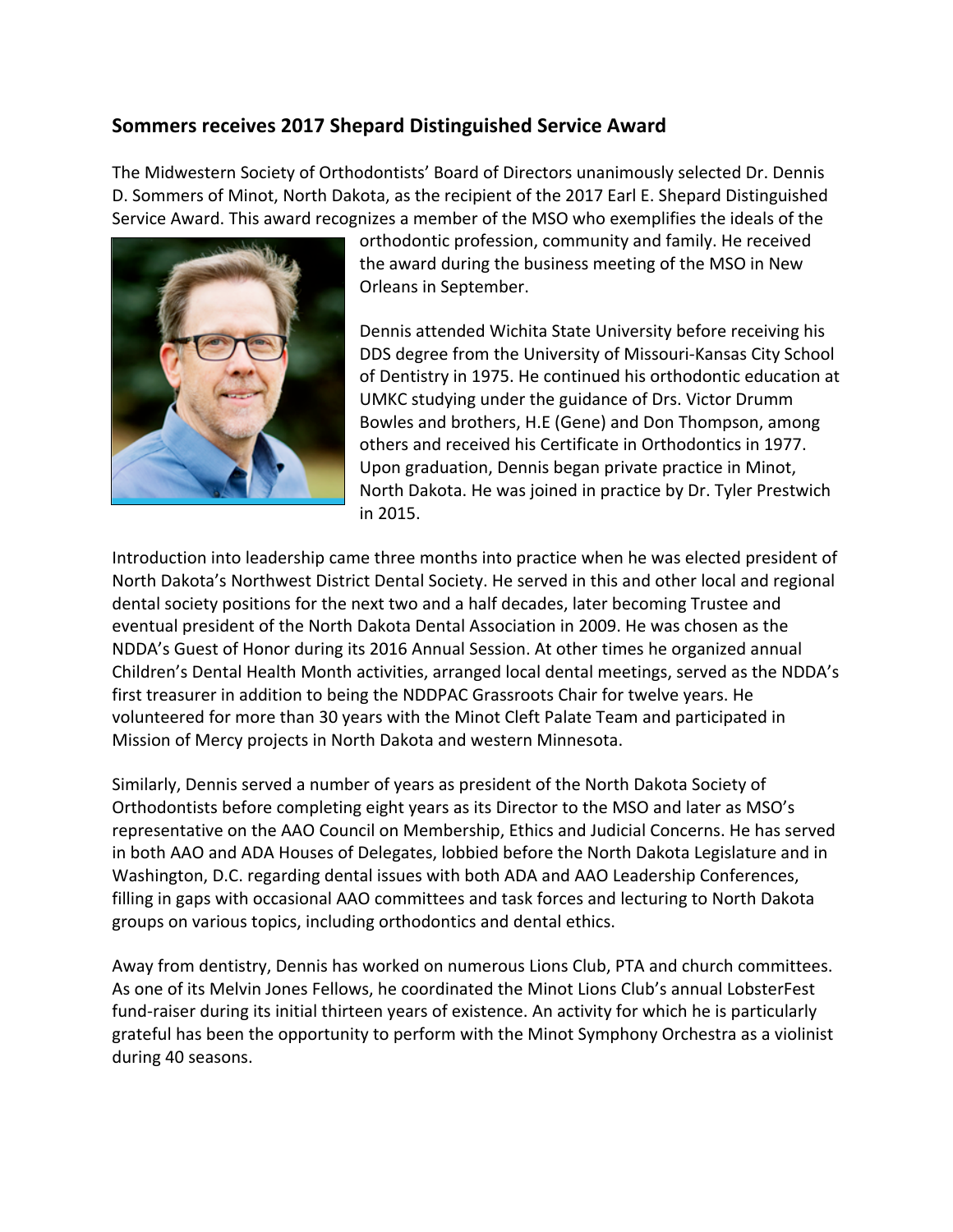## Sommers receives 2017 Shepard Distinguished Service Award

The Midwestern Society of Orthodontists' Board of Directors unanimously selected Dr. Dennis D. Sommers of Minot, North Dakota, as the recipient of the 2017 Earl E. Shepard Distinguished Service Award. This award recognizes a member of the MSO who exemplifies the ideals of the orthodontic profession, community and family. He received the award during the business meeting of the MSO in New Orleans in September.

Dennis attended Wichita State University before receiving his DDS degree from the University of Missouri-Kansas City School of Dentistry in 1975. He continued his orthodontic education at UMKC studying under the guidance of Drs. Victor Drumm Bowles and brothers, H.E (Gene) and Don Thompson, among others and received his Certificate in Orthodontics in 1977. Upon graduation, Dennis began private practice in Minot, North Dakota. He was joined in practice by Dr. Tyler Prestwich in 2015.

Introduction into leadership came three months into practice when he was elected president of North Dakota's Northwest District Dental Society. He served in this and other local and regional dental society positions for the next two and a half decades, later becoming Trustee and eventual president of the North Dakota Dental Association in 2009. He was chosen as the NDDA's Guest of Honor during its 2016 Annual Session. At other times he organized annual Children's Dental Health Month activities, arranged local dental meetings, served as the NDDA's first treasurer in addition to being the NDDPAC Grassroots Chair for twelve years. He volunteered for more than 30 years with the Minot Cleft Palate Team and participated in Mission of Mercy projects in North Dakota and western Minnesota.

Similarly, Dennis served a number of years as president of the North Dakota Society of Orthodontists before completing eight years as its Director to the MSO and later as MSO's representative on the AAO Council on Membership, Ethics and Judicial Concerns. He has served in both AAO and ADA Houses of Delegates, lobbied before the North Dakota Legislature and in Washington, D.C. regarding dental issues with both ADA and AAO Leadership Conferences, filling in gaps with occasional AAO committees and task forces and lecturing to North Dakota groups on various topics, including orthodontics and dental ethics.

Away from dentistry, Dennis has worked on numerous Lions Club, PTA and church committees. As one of its Melvin Jones Fellows, he coordinated the Minot Lions Club's annual LobsterFest fund-raiser during its initial thirteen years of existence. An activity for which he is particularly grateful has been the opportunity to perform with the Minot Symphony Orchestra as a violinist during 40 seasons.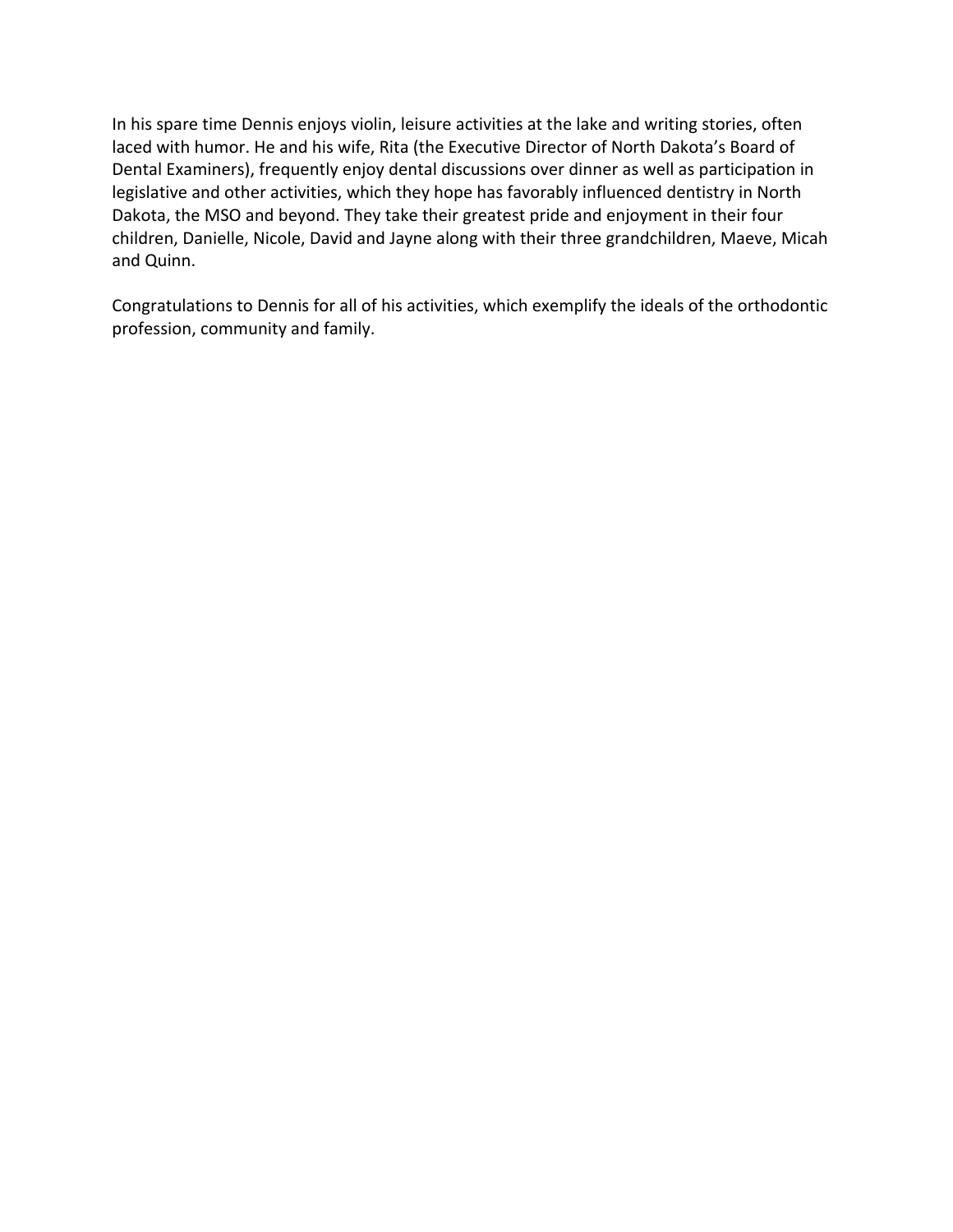In his spare time Dennis enjoys violin, leisure activities at the lake and writing stories, often laced with humor. He and his wife, Rita (the Executive Director of North Dakota's Board of Dental Examiners), frequently enjoy dental discussions over dinner as well as participation in legislative and other activities, which they hope has favorably influenced dentistry in North Dakota, the MSO and beyond. They take their greatest pride and enjoyment in their four children, Danielle, Nicole, David and Jayne along with their three grandchildren, Maeve, Micah and Quinn.

Congratulations to Dennis for all of his activities, which exemplify the ideals of the orthodontic profession, community and family.